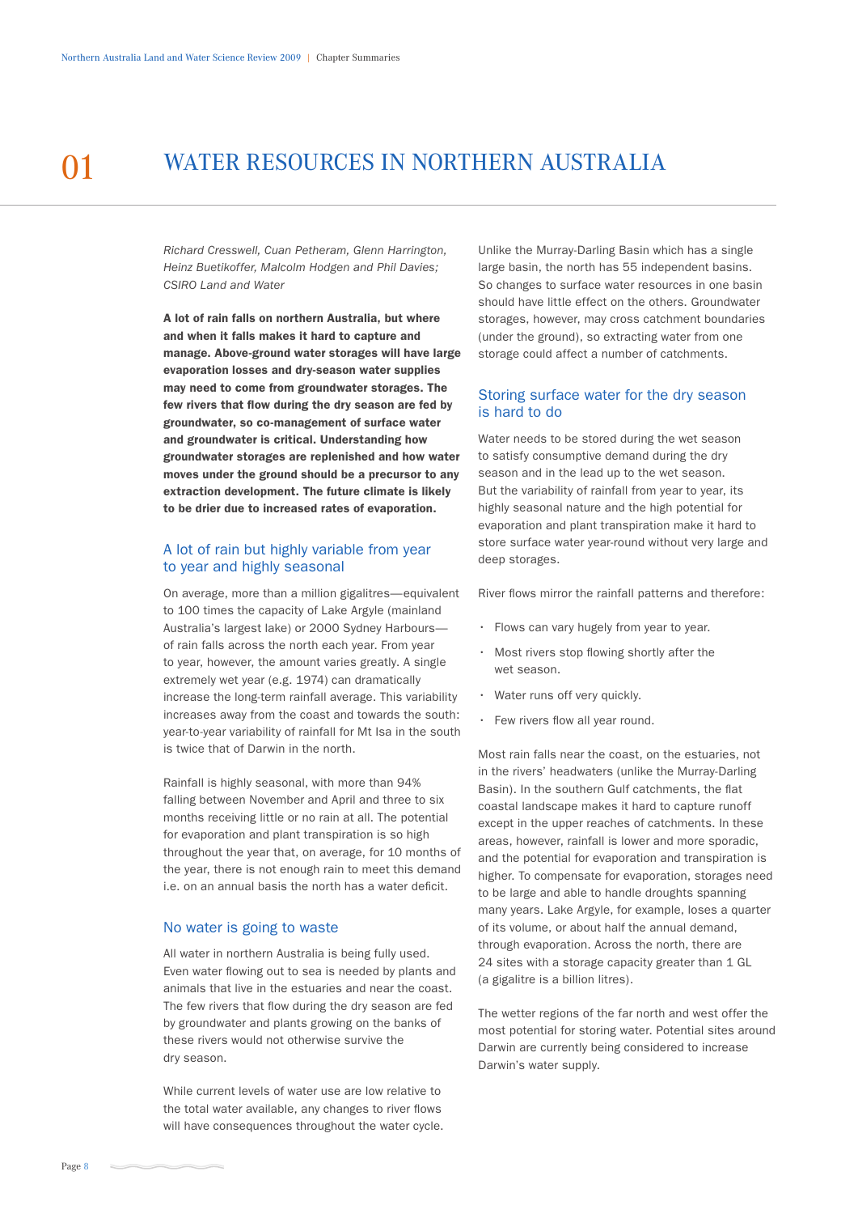# 01 WATER RESOURCES IN NORTHERN AUSTRALIA

*Richard Cresswell, Cuan Petheram, Glenn Harrington, Heinz Buetikoffer, Malcolm Hodgen and Phil Davies; CSIRO Land and Water*

**A lot of rain falls on northern Australia, but where and when it falls makes it hard to capture and manage. Above-ground water storages will have large evaporation losses and dry-season water supplies may need to come from groundwater storages. The few rivers that flow during the dry season are fed by groundwater, so co-management of surface water and groundwater is critical. Understanding how groundwater storages are replenished and how water moves under the ground should be a precursor to any extraction development. The future climate is likely to be drier due to increased rates of evaporation.**

## A lot of rain but highly variable from year to year and highly seasonal

On average, more than a million gigalitres—equivalent to 100 times the capacity of Lake Argyle (mainland Australia's largest lake) or 2000 Sydney Harbours—of rain falls across the north each year. From year to year, however, the amount varies greatly. A single extremely wet year (e.g. 1974) can dramatically increase the long-term rainfall average. This variability increases away from the coast and towards the south: year-to-year variability of rainfall for Mt Isa in the south is twice that of Darwin in the north.

Rainfall is highly seasonal, with more than 94% falling between November and April and three to six months receiving little or no rain at all. The potential for evaporation and plant transpiration is so high throughout the year that, on average, for 10 months of the year, there is not enough rain to meet this demand i.e. on an annual basis the north has a water deficit.

## No water is going to waste

All water in northern Australia is being fully used. Even water flowing out to sea is needed by plants and animals that live in the estuaries and near the coast. The few rivers that flow during the dry season are fed by groundwater and plants growing on the banks of these rivers would not otherwise survive the dry season.

While current levels of water use are low relative to the total water available, any changes to river flows will have consequences throughout the water cycle. Unlike the Murray-Darling Basin which has a single large basin, the north has 55 independent basins. So changes to surface water resources in one basin should have little effect on the others. Groundwater storages, however, may cross catchment boundaries (under the ground), so extracting water from one storage could affect a number of catchments.

## Storing surface water for the dry season is hard to do

Water needs to be stored during the wet season to satisfy consumptive demand during the dry season and in the lead up to the wet season. But the variability of rainfall from year to year, its highly seasonal nature and the high potential for evaporation and plant transpiration make it hard to store surface water year-round without very large and deep storages.

River flows mirror the rainfall patterns and therefore:

- Flows can vary hugely from year to year.
- Most rivers stop flowing shortly after the wet season.
- Water runs off very quickly.
- Few rivers flow all year round.

Most rain falls near the coast, on the estuaries, not in the rivers' headwaters (unlike the Murray-Darling Basin). In the southern Gulf catchments, the flat coastal landscape makes it hard to capture runoff except in the upper reaches of catchments. In these areas, however, rainfall is lower and more sporadic, and the potential for evaporation and transpiration is higher. To compensate for evaporation, storages need to be large and able to handle droughts spanning many years. Lake Argyle, for example, loses a quarter of its volume, or about half the annual demand, through evaporation. Across the north, there are 24 sites with a storage capacity greater than 1 GL (a gigalitre is a billion litres).

The wetter regions of the far north and west offer the most potential for storing water. Potential sites around Darwin are currently being considered to increase Darwin's water supply.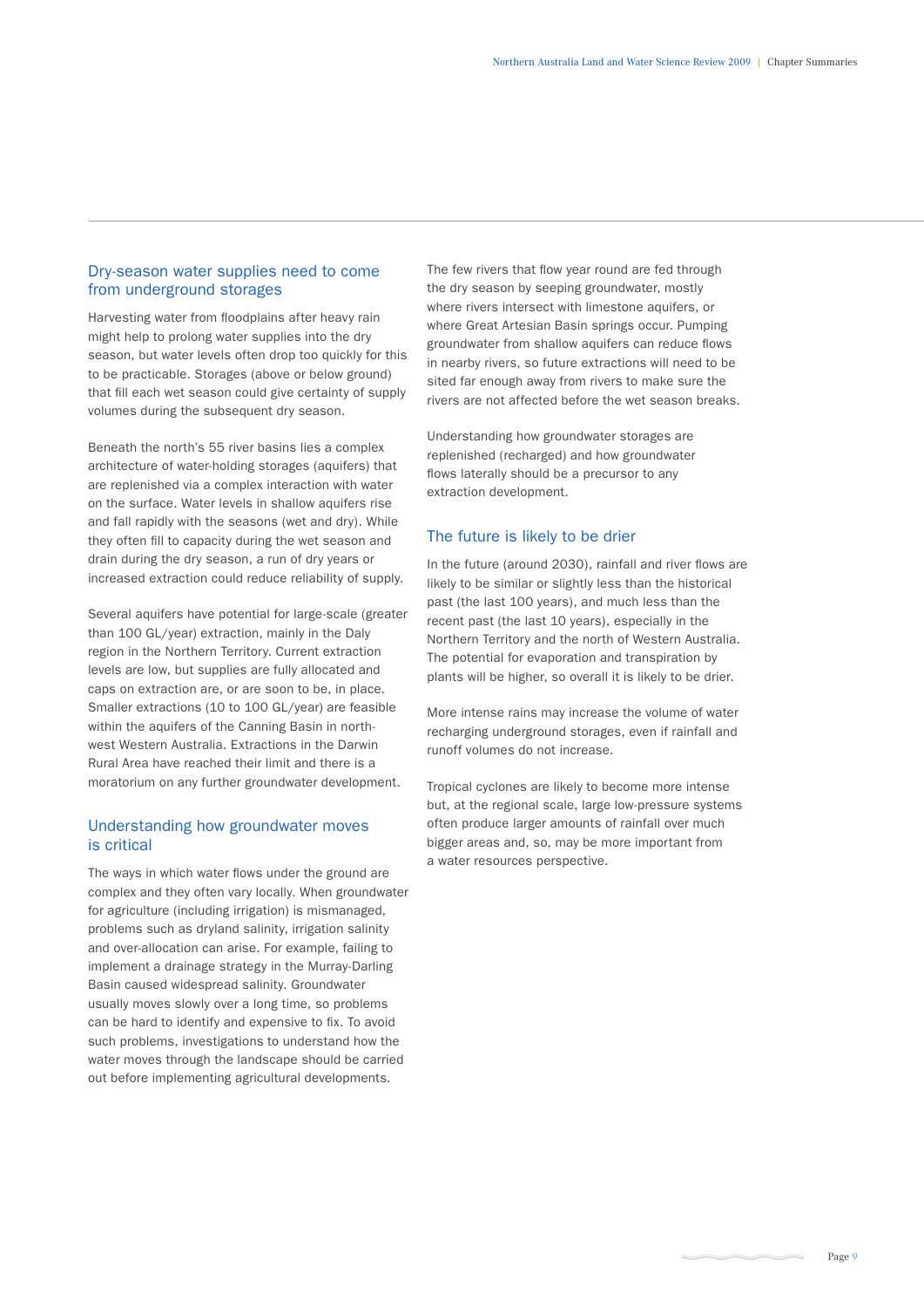## Dry-season water supplies need to come from underground storages

Harvesting water from floodplains after heavy rain might help to prolong water supplies into the dry season, but water levels often drop too quickly for this to be practicable. Storages (above or below ground) that fill each wet season could give certainty of supply volumes during the subsequent dry season.

Beneath the north's 55 river basins lies a complex architecture of water-holding storages (aquifers) that are replenished via a complex interaction with water on the surface. Water levels in shallow aquifers rise and fall rapidly with the seasons (wet and dry). While they often fill to capacity during the wet season and drain during the dry season, a run of dry years or increased extraction could reduce reliability of supply.

Several aquifers have potential for large-scale (greater than 100 GL/year) extraction, mainly in the Daly region in the Northern Territory. Current extraction levels are low, but supplies are fully allocated and caps on extraction are, or are soon to be, in place. Smaller extractions (10 to 100 GL/year) are feasible within the aquifers of the Canning Basin in north-west Western Australia. Extractions in the Darwin Rural Area have reached their limit and there is a moratorium on any further groundwater development.

## Understanding how groundwater moves is critical

The ways in which water flows under the ground are complex and they often vary locally. When groundwater for agriculture (including irrigation) is mismanaged, problems such as dryland salinity, irrigation salinity and over-allocation can arise. For example, failing to implement a drainage strategy in the Murray-Darling Basin caused widespread salinity. Groundwater usually moves slowly over a long time, so problems can be hard to identify and expensive to fix. To avoid such problems, investigations to understand how the water moves through the landscape should be carried out before implementing agricultural developments.

The few rivers that flow year round are fed through the dry season by seeping groundwater, mostly where rivers intersect with limestone aquifers, or where Great Artesian Basin springs occur. Pumping groundwater from shallow aquifers can reduce flows in nearby rivers, so future extractions will need to be sited far enough away from rivers to make sure the rivers are not affected before the wet season breaks.

Understanding how groundwater storages are replenished (recharged) and how groundwater flows laterally should be a precursor to any extraction development.

## The future is likely to be drier

In the future (around 2030), rainfall and river flows are likely to be similar or slightly less than the historical past (the last 100 years), and much less than the recent past (the last 10 years), especially in the Northern Territory and the north of Western Australia. The potential for evaporation and transpiration by plants will be higher, so overall it is likely to be drier.

More intense rains may increase the volume of water recharging underground storages, even if rainfall and runoff volumes do not increase.

Tropical cyclones are likely to become more intense but, at the regional scale, large low-pressure systems often produce larger amounts of rainfall over much bigger areas and, so, may be more important from a water resources perspective.